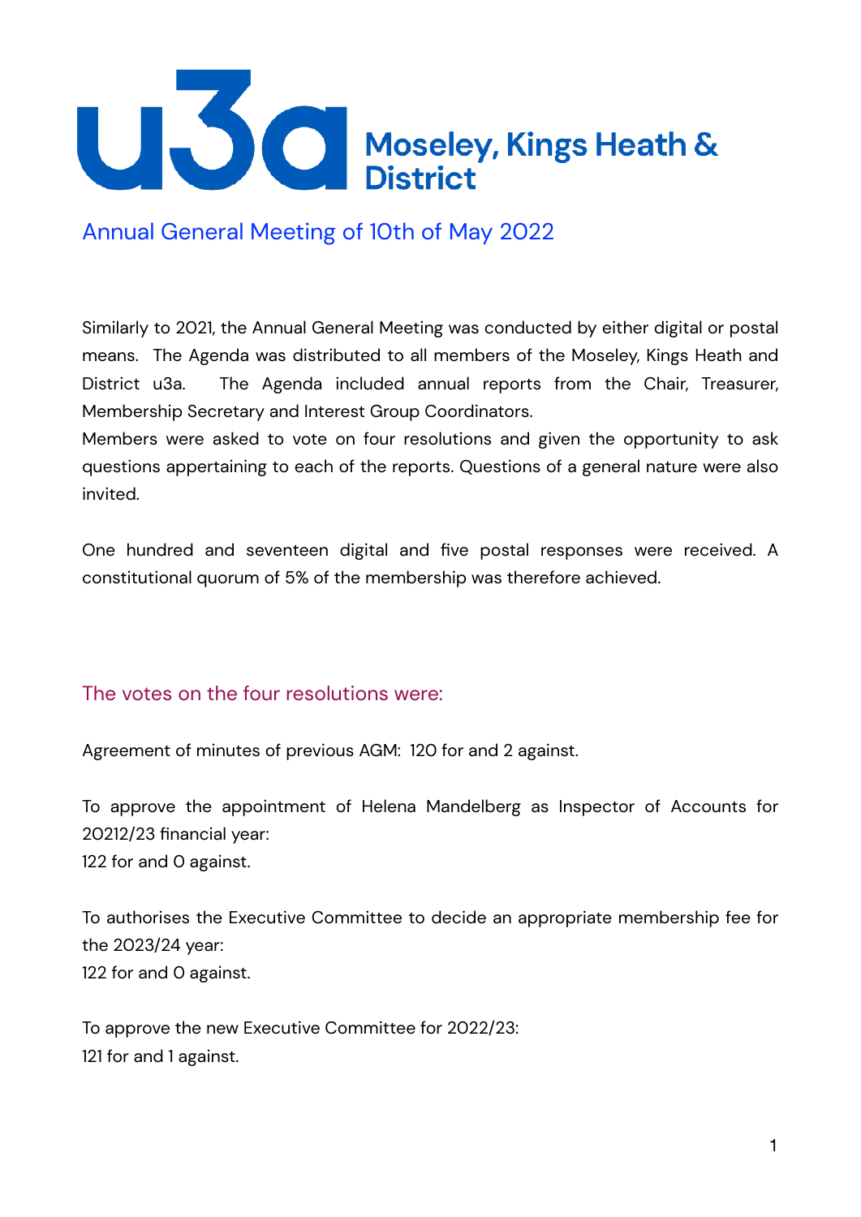# u3a Moseley, Kings Heath & District

## Annual General Meeting of 10th of May 2022

Similarly to 2021, the Annual General Meeting was conducted by either digital or postal means. The Agenda was distributed to all members of the Moseley, Kings Heath and District u3a. The Agenda included annual reports from the Chair, Treasurer, Membership Secretary and Interest Group Coordinators.
Members were asked to vote on four resolutions and given the opportunity to ask questions appertaining to each of the reports. Questions of a general nature were also invited.

One hundred and seventeen digital and five postal responses were received. A constitutional quorum of 5% of the membership was therefore achieved.

### The votes on the four resolutions were:

Agreement of minutes of previous AGM: 120 for and 2 against.

To approve the appointment of Helena Mandelberg as Inspector of Accounts for 20212/23 financial year:
122 for and 0 against.

To authorises the Executive Committee to decide an appropriate membership fee for the 2023/24 year:
122 for and 0 against.

To approve the new Executive Committee for 2022/23:
121 for and 1 against.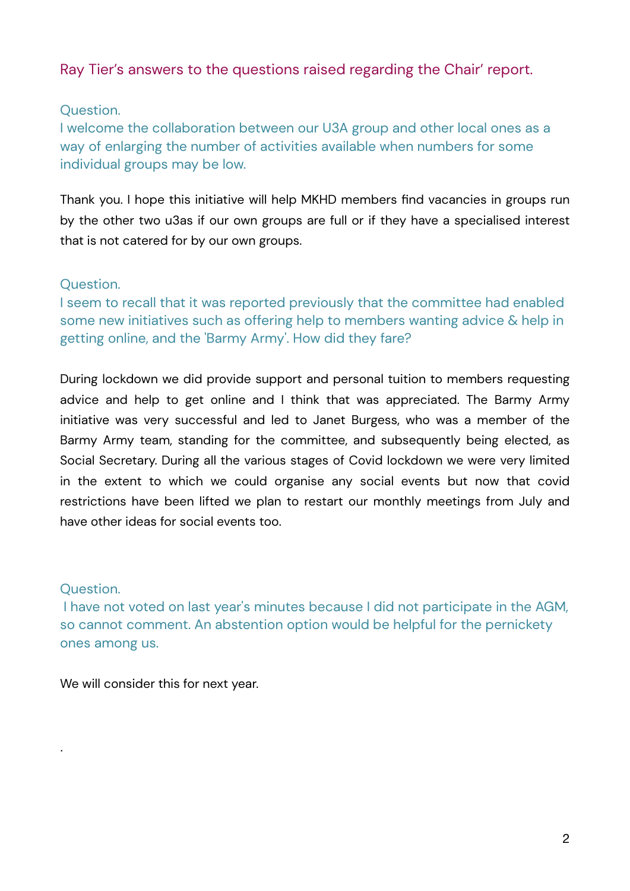## Ray Tier's answers to the questions raised regarding the Chair' report.

Question.

I welcome the collaboration between our U3A group and other local ones as a way of enlarging the number of activities available when numbers for some individual groups may be low.

Thank you. I hope this initiative will help MKHD members find vacancies in groups run by the other two u3as if our own groups are full or if they have a specialised interest that is not catered for by our own groups.

Question.

I seem to recall that it was reported previously that the committee had enabled some new initiatives such as offering help to members wanting advice & help in getting online, and the 'Barmy Army'. How did they fare?

During lockdown we did provide support and personal tuition to members requesting advice and help to get online and I think that was appreciated. The Barmy Army initiative was very successful and led to Janet Burgess, who was a member of the Barmy Army team, standing for the committee, and subsequently being elected, as Social Secretary. During all the various stages of Covid lockdown we were very limited in the extent to which we could organise any social events but now that covid restrictions have been lifted we plan to restart our monthly meetings from July and have other ideas for social events too.

Question.

I have not voted on last year's minutes because I did not participate in the AGM, so cannot comment. An abstention option would be helpful for the pernickety ones among us.

We will consider this for next year.

.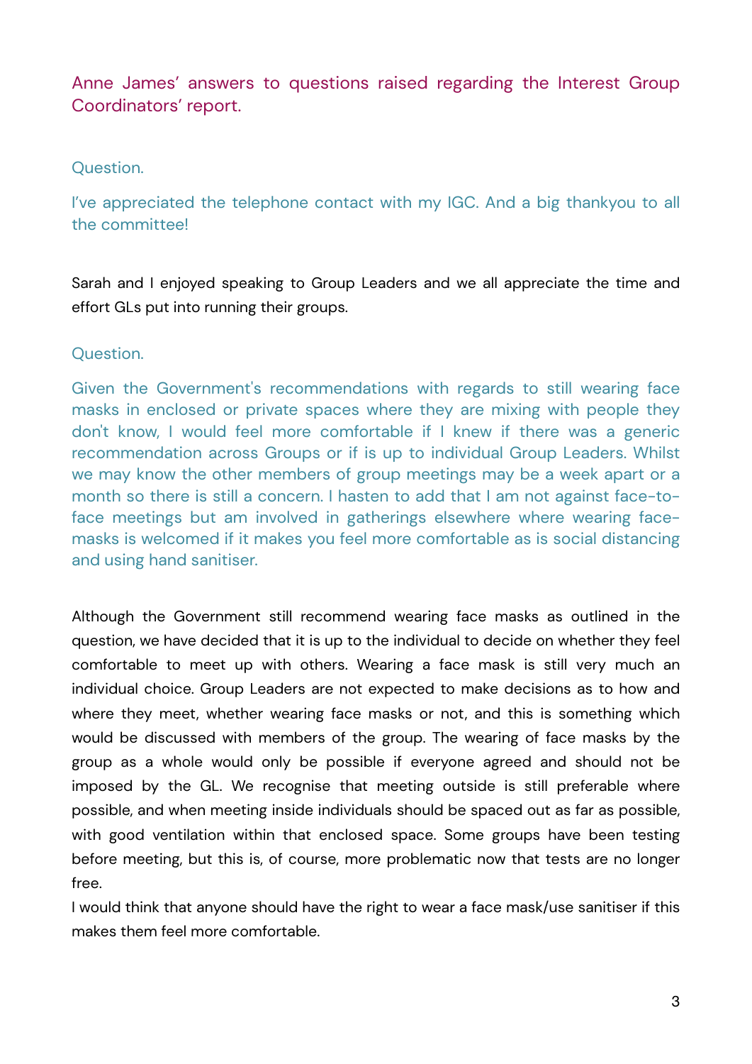## Anne James' answers to questions raised regarding the Interest Group Coordinators' report.

Question.

I've appreciated the telephone contact with my IGC. And a big thankyou to all the committee!

Sarah and I enjoyed speaking to Group Leaders and we all appreciate the time and effort GLs put into running their groups.

Question.

Given the Government's recommendations with regards to still wearing face masks in enclosed or private spaces where they are mixing with people they don't know, I would feel more comfortable if I knew if there was a generic recommendation across Groups or if is up to individual Group Leaders. Whilst we may know the other members of group meetings may be a week apart or a month so there is still a concern. I hasten to add that I am not against face-to-face meetings but am involved in gatherings elsewhere where wearing face-masks is welcomed if it makes you feel more comfortable as is social distancing and using hand sanitiser.

Although the Government still recommend wearing face masks as outlined in the question, we have decided that it is up to the individual to decide on whether they feel comfortable to meet up with others. Wearing a face mask is still very much an individual choice. Group Leaders are not expected to make decisions as to how and where they meet, whether wearing face masks or not, and this is something which would be discussed with members of the group. The wearing of face masks by the group as a whole would only be possible if everyone agreed and should not be imposed by the GL. We recognise that meeting outside is still preferable where possible, and when meeting inside individuals should be spaced out as far as possible, with good ventilation within that enclosed space. Some groups have been testing before meeting, but this is, of course, more problematic now that tests are no longer free.

I would think that anyone should have the right to wear a face mask/use sanitiser if this makes them feel more comfortable.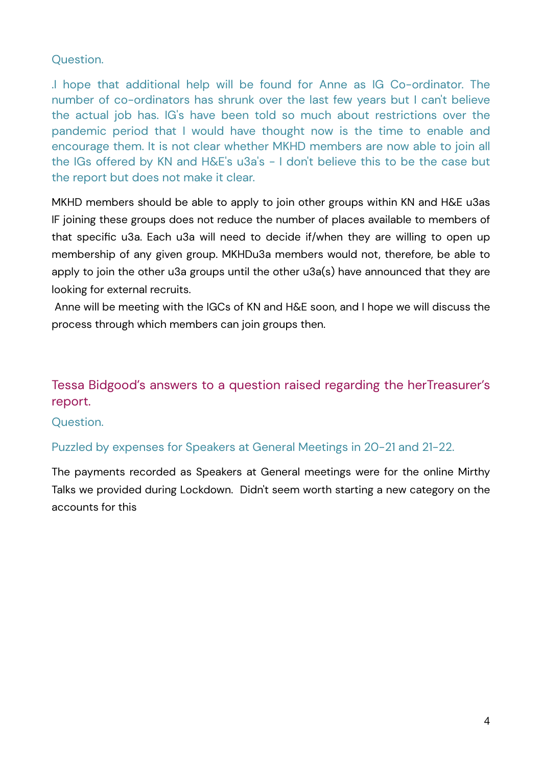Question.

.I hope that additional help will be found for Anne as IG Co-ordinator. The number of co-ordinators has shrunk over the last few years but I can't believe the actual job has. IG's have been told so much about restrictions over the pandemic period that I would have thought now is the time to enable and encourage them. It is not clear whether MKHD members are now able to join all the IGs offered by KN and H&E's u3a's - I don't believe this to be the case but the report but does not make it clear.

MKHD members should be able to apply to join other groups within KN and H&E u3as IF joining these groups does not reduce the number of places available to members of that specific u3a. Each u3a will need to decide if/when they are willing to open up membership of any given group. MKHDu3a members would not, therefore, be able to apply to join the other u3a groups until the other u3a(s) have announced that they are looking for external recruits.

Anne will be meeting with the IGCs of KN and H&E soon, and I hope we will discuss the process through which members can join groups then.

## Tessa Bidgood's answers to a question raised regarding the herTreasurer's report.

Question.

Puzzled by expenses for Speakers at General Meetings in 20-21 and 21-22.

The payments recorded as Speakers at General meetings were for the online Mirthy Talks we provided during Lockdown. Didn't seem worth starting a new category on the accounts for this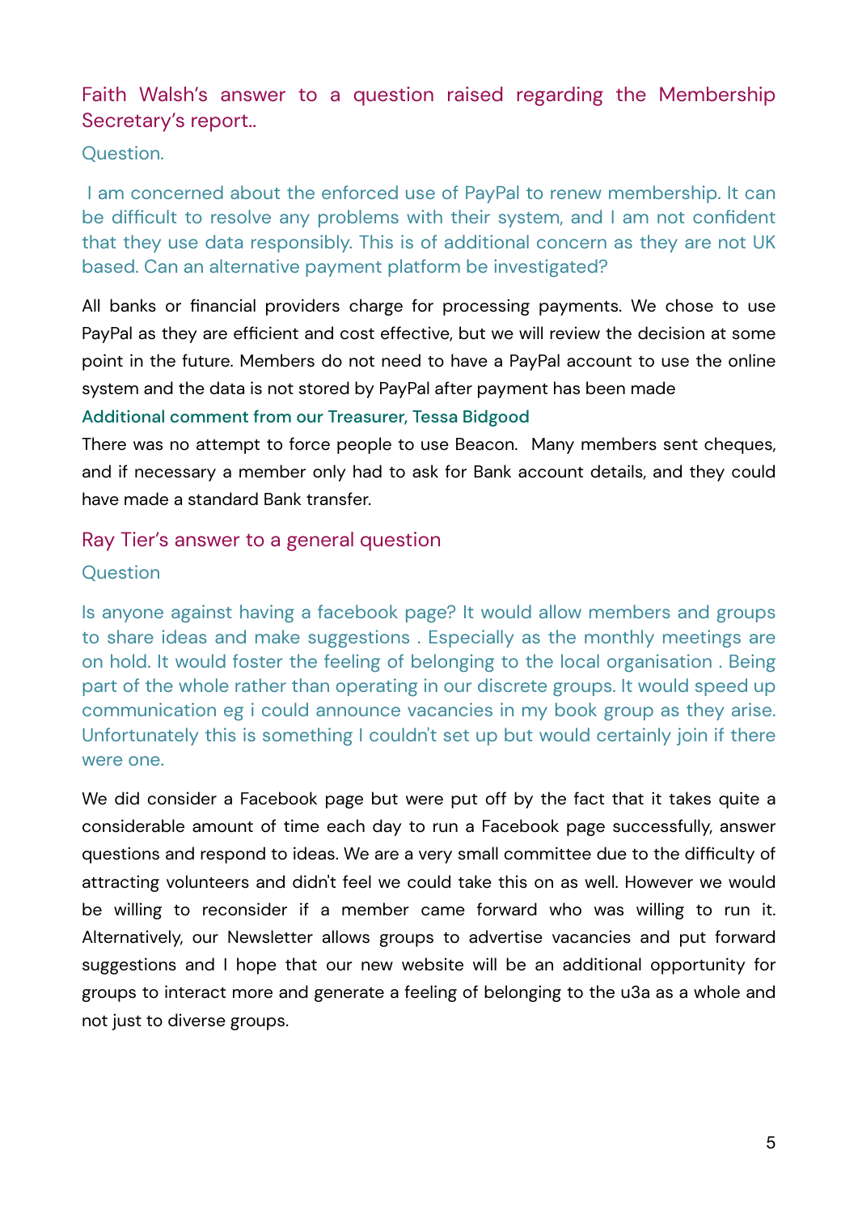## Faith Walsh's answer to a question raised regarding the Membership Secretary's report..

### Question.

I am concerned about the enforced use of PayPal to renew membership. It can be difficult to resolve any problems with their system, and I am not confident that they use data responsibly. This is of additional concern as they are not UK based. Can an alternative payment platform be investigated?

All banks or financial providers charge for processing payments. We chose to use PayPal as they are efficient and cost effective, but we will review the decision at some point in the future. Members do not need to have a PayPal account to use the online system and the data is not stored by PayPal after payment has been made

#### Additional comment from our Treasurer, Tessa Bidgood

There was no attempt to force people to use Beacon. Many members sent cheques, and if necessary a member only had to ask for Bank account details, and they could have made a standard Bank transfer.

## Ray Tier's answer to a general question

### Question

Is anyone against having a facebook page? It would allow members and groups to share ideas and make suggestions . Especially as the monthly meetings are on hold. It would foster the feeling of belonging to the local organisation . Being part of the whole rather than operating in our discrete groups. It would speed up communication eg i could announce vacancies in my book group as they arise. Unfortunately this is something I couldn't set up but would certainly join if there were one.

We did consider a Facebook page but were put off by the fact that it takes quite a considerable amount of time each day to run a Facebook page successfully, answer questions and respond to ideas. We are a very small committee due to the difficulty of attracting volunteers and didn't feel we could take this on as well. However we would be willing to reconsider if a member came forward who was willing to run it. Alternatively, our Newsletter allows groups to advertise vacancies and put forward suggestions and I hope that our new website will be an additional opportunity for groups to interact more and generate a feeling of belonging to the u3a as a whole and not just to diverse groups.